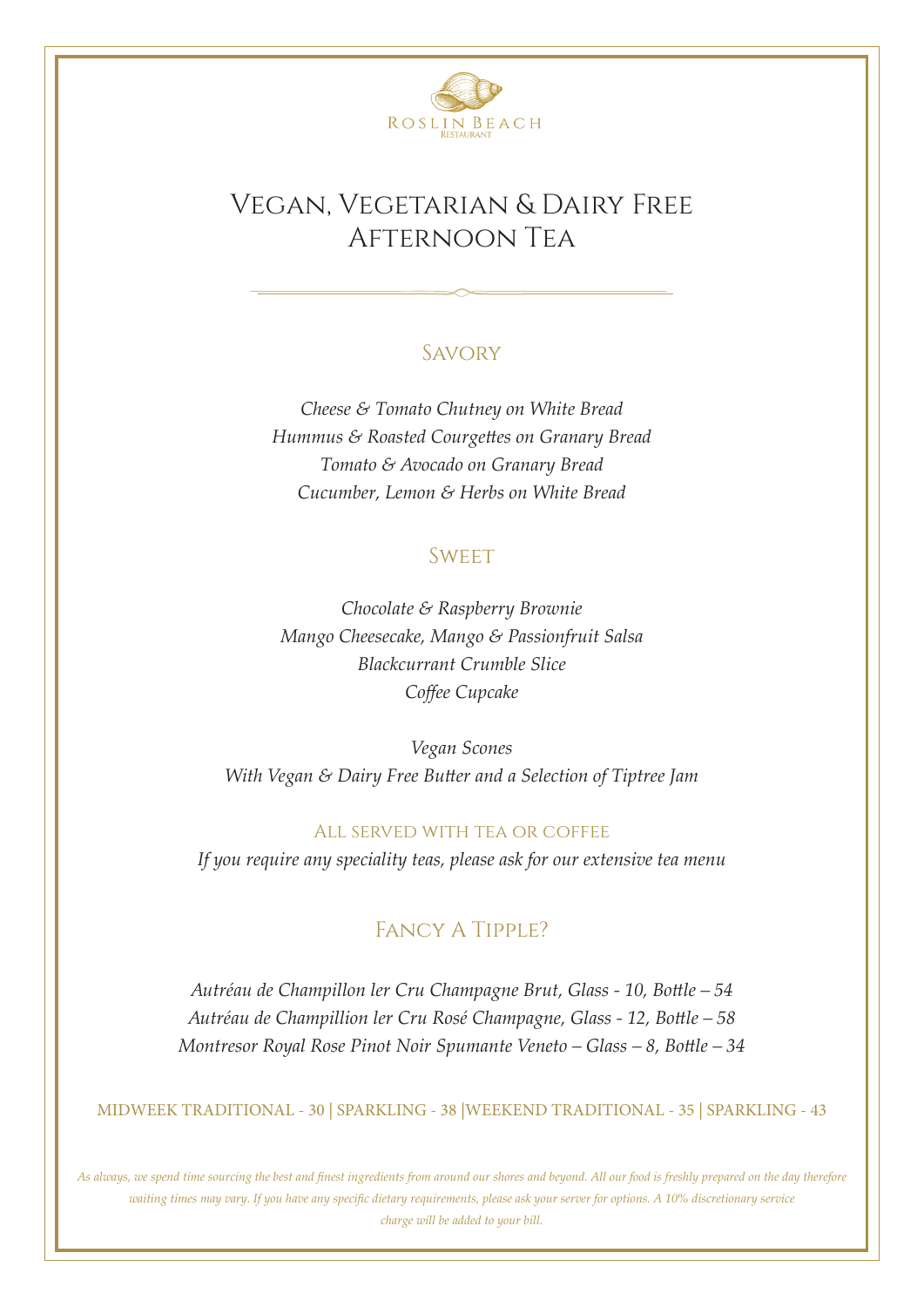Roslin Beach
Restaurant

# Vegan, Vegetarian & Dairy Free Afternoon Tea

## Savory

*Cheese & Tomato Chutney on White Bread*
*Hummus & Roasted Courgettes on Granary Bread*
*Tomato & Avocado on Granary Bread*
*Cucumber, Lemon & Herbs on White Bread*

## Sweet

*Chocolate & Raspberry Brownie*
*Mango Cheesecake, Mango & Passionfruit Salsa*
*Blackcurrant Crumble Slice*
*Coffee Cupcake*

*Vegan Scones*
*With Vegan & Dairy Free Butter and a Selection of Tiptree Jam*

All served with tea or coffee

*If you require any speciality teas, please ask for our extensive tea menu*

## Fancy A Tipple?

*Autréau de Champillon ler Cru Champagne Brut, Glass - 10, Bottle – 54*
*Autréau de Champillion ler Cru Rosé Champagne, Glass - 12, Bottle – 58*
*Montresor Royal Rose Pinot Noir Spumante Veneto – Glass – 8, Bottle – 34*

MIDWEEK TRADITIONAL - 30 | SPARKLING - 38 |WEEKEND TRADITIONAL - 35 | SPARKLING - 43

*As always, we spend time sourcing the best and finest ingredients from around our shores and beyond. All our food is freshly prepared on the day therefore waiting times may vary. If you have any specific dietary requirements, please ask your server for options. A 10% discretionary service charge will be added to your bill.*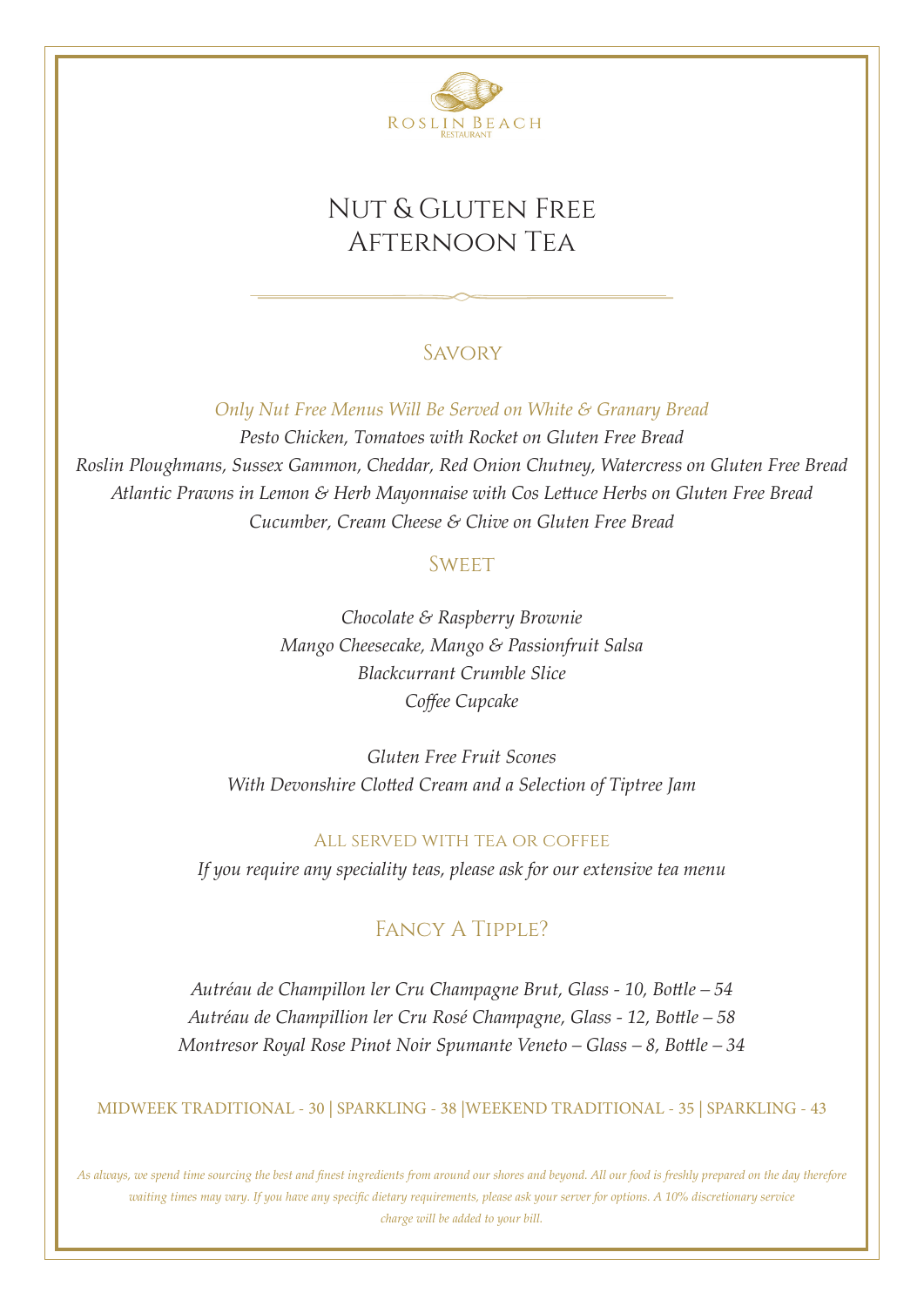Roslin Beach
Restaurant

# Nut & Gluten Free Afternoon Tea

## Savory

*Only Nut Free Menus Will Be Served on White & Granary Bread*

*Pesto Chicken, Tomatoes with Rocket on Gluten Free Bread*

*Roslin Ploughmans, Sussex Gammon, Cheddar, Red Onion Chutney, Watercress on Gluten Free Bread*

*Atlantic Prawns in Lemon & Herb Mayonnaise with Cos Lettuce Herbs on Gluten Free Bread*

*Cucumber, Cream Cheese & Chive on Gluten Free Bread*

## Sweet

*Chocolate & Raspberry Brownie*

*Mango Cheesecake, Mango & Passionfruit Salsa*

*Blackcurrant Crumble Slice*

*Coffee Cupcake*

*Gluten Free Fruit Scones*

*With Devonshire Clotted Cream and a Selection of Tiptree Jam*

### All served with tea or coffee

*If you require any speciality teas, please ask for our extensive tea menu*

## Fancy A Tipple?

*Autréau de Champillon ler Cru Champagne Brut, Glass - 10, Bottle – 54*

*Autréau de Champillion ler Cru Rosé Champagne, Glass - 12, Bottle – 58*

*Montresor Royal Rose Pinot Noir Spumante Veneto – Glass – 8, Bottle – 34*

MIDWEEK TRADITIONAL - 30 | SPARKLING - 38 |WEEKEND TRADITIONAL - 35 | SPARKLING - 43

*As always, we spend time sourcing the best and finest ingredients from around our shores and beyond. All our food is freshly prepared on the day therefore waiting times may vary. If you have any specific dietary requirements, please ask your server for options. A 10% discretionary service charge will be added to your bill.*